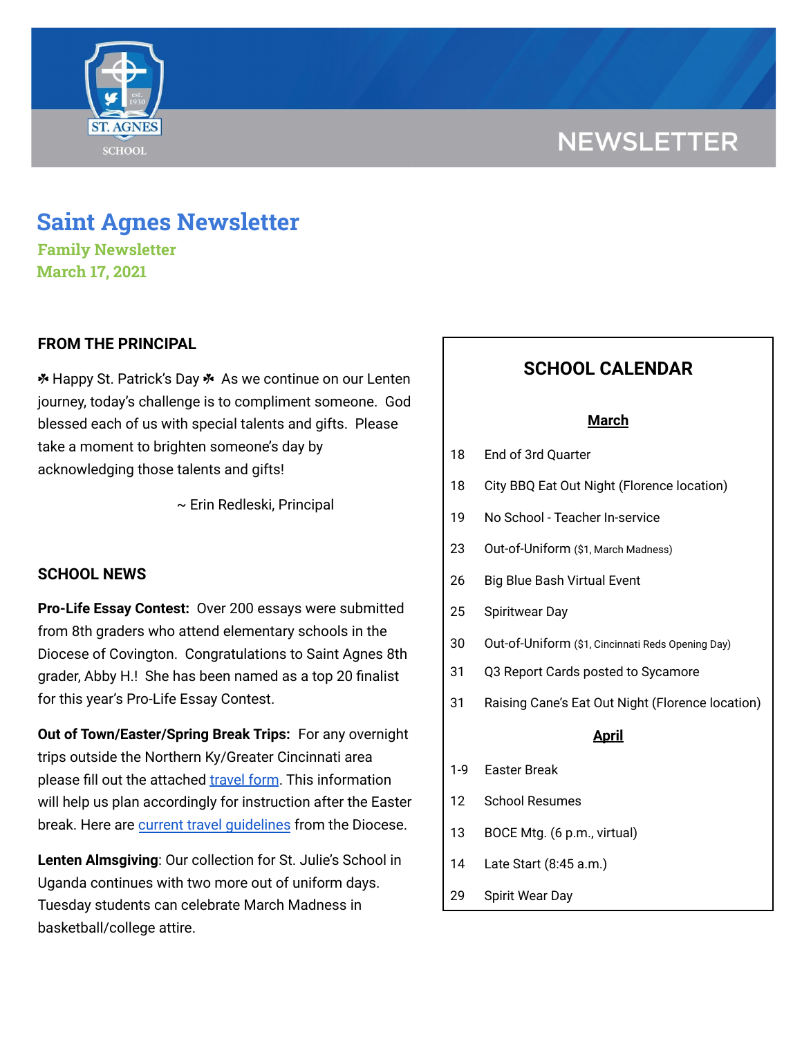NEWSLETTER

# Saint Agnes Newsletter

## Family Newsletter

## March 17, 2021

### FROM THE PRINCIPAL

✤ Happy St. Patrick's Day ✤ As we continue on our Lenten journey, today's challenge is to compliment someone. God blessed each of us with special talents and gifts. Please take a moment to brighten someone's day by acknowledging those talents and gifts!

~ Erin Redleski, Principal

### SCHOOL NEWS

**Pro-Life Essay Contest:** Over 200 essays were submitted from 8th graders who attend elementary schools in the Diocese of Covington. Congratulations to Saint Agnes 8th grader, Abby H.! She has been named as a top 20 finalist for this year's Pro-Life Essay Contest.

**Out of Town/Easter/Spring Break Trips:** For any overnight trips outside the Northern Ky/Greater Cincinnati area please fill out the attached travel form. This information will help us plan accordingly for instruction after the Easter break. Here are current travel guidelines from the Diocese.

**Lenten Almsgiving**: Our collection for St. Julie's School in Uganda continues with two more out of uniform days. Tuesday students can celebrate March Madness in basketball/college attire.

### SCHOOL CALENDAR

**March**

| | |
|---|---|
| 18 | End of 3rd Quarter |
| 18 | City BBQ Eat Out Night (Florence location) |
| 19 | No School - Teacher In-service |
| 23 | Out-of-Uniform ($1, March Madness) |
| 26 | Big Blue Bash Virtual Event |
| 25 | Spiritwear Day |
| 30 | Out-of-Uniform ($1, Cincinnati Reds Opening Day) |
| 31 | Q3 Report Cards posted to Sycamore |
| 31 | Raising Cane's Eat Out Night (Florence location) |

**April**

| | |
|---|---|
| 1-9 | Easter Break |
| 12 | School Resumes |
| 13 | BOCE Mtg. (6 p.m., virtual) |
| 14 | Late Start (8:45 a.m.) |
| 29 | Spirit Wear Day |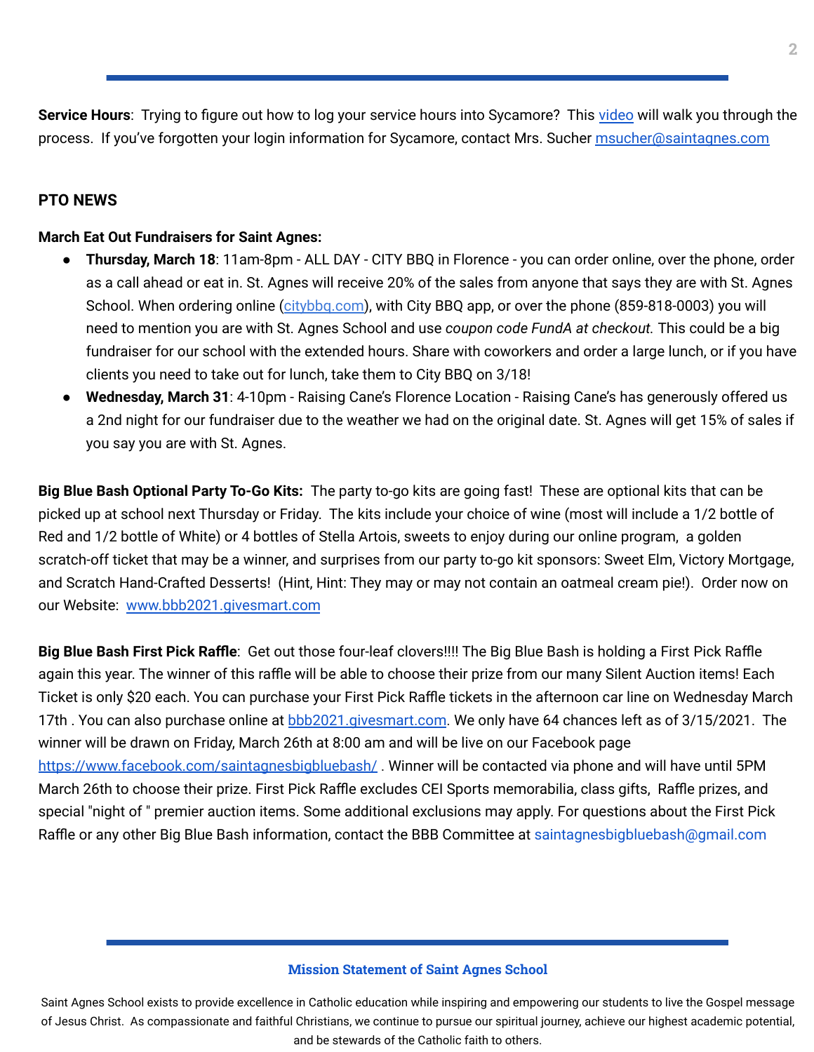**Service Hours**: Trying to figure out how to log your service hours into Sycamore? This [video](#) will walk you through the process. If you've forgotten your login information for Sycamore, contact Mrs. Sucher [msucher@saintagnes.com](mailto:msucher@saintagnes.com)

## PTO NEWS

**March Eat Out Fundraisers for Saint Agnes:**

- **Thursday, March 18**: 11am-8pm - ALL DAY - CITY BBQ in Florence - you can order online, over the phone, order as a call ahead or eat in. St. Agnes will receive 20% of the sales from anyone that says they are with St. Agnes School. When ordering online ([citybbq.com](http://citybbq.com)), with City BBQ app, or over the phone (859-818-0003) you will need to mention you are with St. Agnes School and use *coupon code FundA at checkout.* This could be a big fundraiser for our school with the extended hours. Share with coworkers and order a large lunch, or if you have clients you need to take out for lunch, take them to City BBQ on 3/18!
- **Wednesday, March 31**: 4-10pm - Raising Cane's Florence Location - Raising Cane's has generously offered us a 2nd night for our fundraiser due to the weather we had on the original date. St. Agnes will get 15% of sales if you say you are with St. Agnes.

**Big Blue Bash Optional Party To-Go Kits:** The party to-go kits are going fast! These are optional kits that can be picked up at school next Thursday or Friday. The kits include your choice of wine (most will include a 1/2 bottle of Red and 1/2 bottle of White) or 4 bottles of Stella Artois, sweets to enjoy during our online program, a golden scratch-off ticket that may be a winner, and surprises from our party to-go kit sponsors: Sweet Elm, Victory Mortgage, and Scratch Hand-Crafted Desserts! (Hint, Hint: They may or may not contain an oatmeal cream pie!). Order now on our Website: [www.bbb2021.givesmart.com](http://www.bbb2021.givesmart.com)

**Big Blue Bash First Pick Raffle**: Get out those four-leaf clovers!!!! The Big Blue Bash is holding a First Pick Raffle again this year. The winner of this raffle will be able to choose their prize from our many Silent Auction items! Each Ticket is only $20 each. You can purchase your First Pick Raffle tickets in the afternoon car line on Wednesday March 17th . You can also purchase online at [bbb2021.givesmart.com](http://bbb2021.givesmart.com). We only have 64 chances left as of 3/15/2021. The winner will be drawn on Friday, March 26th at 8:00 am and will be live on our Facebook page [https://www.facebook.com/saintagnesbigbluebash/](https://www.facebook.com/saintagnesbigbluebash/) . Winner will be contacted via phone and will have until 5PM March 26th to choose their prize. First Pick Raffle excludes CEI Sports memorabilia, class gifts, Raffle prizes, and special "night of " premier auction items. Some additional exclusions may apply. For questions about the First Pick Raffle or any other Big Blue Bash information, contact the BBB Committee at saintagnesbigbluebash@gmail.com

**Mission Statement of Saint Agnes School**

Saint Agnes School exists to provide excellence in Catholic education while inspiring and empowering our students to live the Gospel message of Jesus Christ. As compassionate and faithful Christians, we continue to pursue our spiritual journey, achieve our highest academic potential, and be stewards of the Catholic faith to others.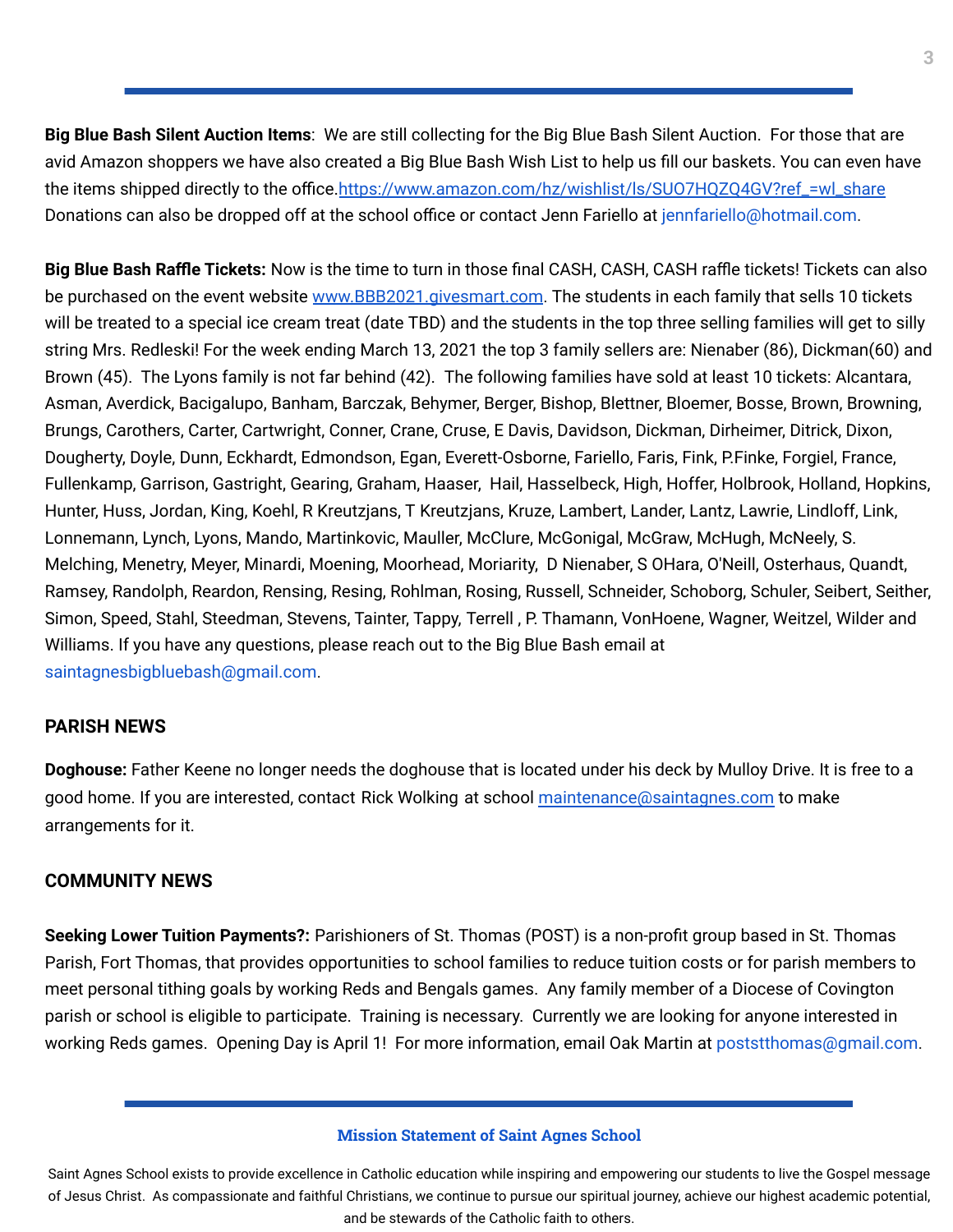**Big Blue Bash Silent Auction Items**: We are still collecting for the Big Blue Bash Silent Auction. For those that are avid Amazon shoppers we have also created a Big Blue Bash Wish List to help us fill our baskets. You can even have the items shipped directly to the office.https://www.amazon.com/hz/wishlist/ls/SUO7HQZQ4GV?ref_=wl_share Donations can also be dropped off at the school office or contact Jenn Fariello at jennfariello@hotmail.com.

**Big Blue Bash Raffle Tickets:** Now is the time to turn in those final CASH, CASH, CASH raffle tickets! Tickets can also be purchased on the event website www.BBB2021.givesmart.com. The students in each family that sells 10 tickets will be treated to a special ice cream treat (date TBD) and the students in the top three selling families will get to silly string Mrs. Redleski! For the week ending March 13, 2021 the top 3 family sellers are: Nienaber (86), Dickman(60) and Brown (45). The Lyons family is not far behind (42). The following families have sold at least 10 tickets: Alcantara, Asman, Averdick, Bacigalupo, Banham, Barczak, Behymer, Berger, Bishop, Blettner, Bloemer, Bosse, Brown, Browning, Brungs, Carothers, Carter, Cartwright, Conner, Crane, Cruse, E Davis, Davidson, Dickman, Dirheimer, Ditrick, Dixon, Dougherty, Doyle, Dunn, Eckhardt, Edmondson, Egan, Everett-Osborne, Fariello, Faris, Fink, P.Finke, Forgiel, France, Fullenkamp, Garrison, Gastright, Gearing, Graham, Haaser, Hail, Hasselbeck, High, Hoffer, Holbrook, Holland, Hopkins, Hunter, Huss, Jordan, King, Koehl, R Kreutzjans, T Kreutzjans, Kruze, Lambert, Lander, Lantz, Lawrie, Lindloff, Link, Lonnemann, Lynch, Lyons, Mando, Martinkovic, Mauller, McClure, McGonigal, McGraw, McHugh, McNeely, S. Melching, Menetry, Meyer, Minardi, Moening, Moorhead, Moriarity, D Nienaber, S OHara, O'Neill, Osterhaus, Quandt, Ramsey, Randolph, Reardon, Rensing, Resing, Rohlman, Rosing, Russell, Schneider, Schoborg, Schuler, Seibert, Seither, Simon, Speed, Stahl, Steedman, Stevens, Tainter, Tappy, Terrell , P. Thamann, VonHoene, Wagner, Weitzel, Wilder and Williams. If you have any questions, please reach out to the Big Blue Bash email at saintagnesbigbluebash@gmail.com.

## PARISH NEWS

**Doghouse:** Father Keene no longer needs the doghouse that is located under his deck by Mulloy Drive. It is free to a good home. If you are interested, contact Rick Wolking at school maintenance@saintagnes.com to make arrangements for it.

## COMMUNITY NEWS

**Seeking Lower Tuition Payments?:** Parishioners of St. Thomas (POST) is a non-profit group based in St. Thomas Parish, Fort Thomas, that provides opportunities to school families to reduce tuition costs or for parish members to meet personal tithing goals by working Reds and Bengals games. Any family member of a Diocese of Covington parish or school is eligible to participate. Training is necessary. Currently we are looking for anyone interested in working Reds games. Opening Day is April 1! For more information, email Oak Martin at poststthomas@gmail.com.

### Mission Statement of Saint Agnes School

Saint Agnes School exists to provide excellence in Catholic education while inspiring and empowering our students to live the Gospel message of Jesus Christ. As compassionate and faithful Christians, we continue to pursue our spiritual journey, achieve our highest academic potential, and be stewards of the Catholic faith to others.